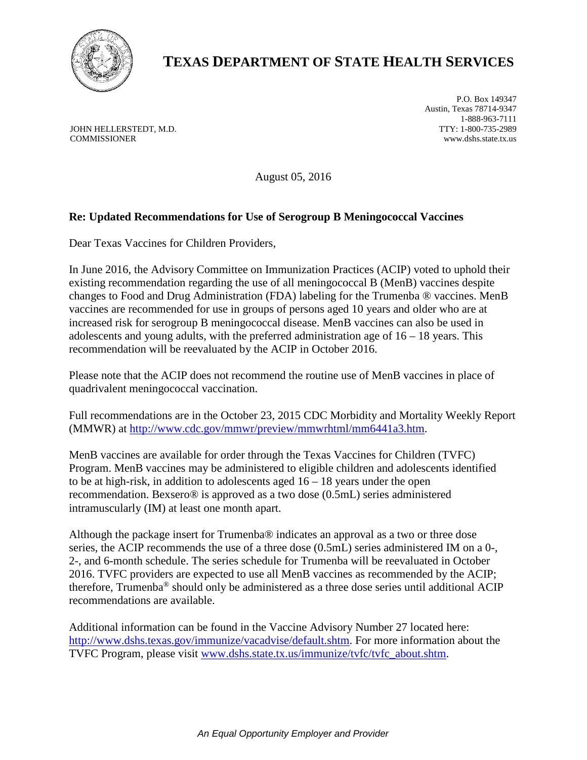# TEXAS DEPARTMENT OF STATE HEALTH SERVICES

JOHN HELLERSTEDT, M.D.
COMMISSIONER

P.O. Box 149347
Austin, Texas 78714-9347
1-888-963-7111
TTY: 1-800-735-2989
www.dshs.state.tx.us

August 05, 2016

**Re: Updated Recommendations for Use of Serogroup B Meningococcal Vaccines**

Dear Texas Vaccines for Children Providers,

In June 2016, the Advisory Committee on Immunization Practices (ACIP) voted to uphold their existing recommendation regarding the use of all meningococcal B (MenB) vaccines despite changes to Food and Drug Administration (FDA) labeling for the Trumenba ® vaccines. MenB vaccines are recommended for use in groups of persons aged 10 years and older who are at increased risk for serogroup B meningococcal disease. MenB vaccines can also be used in adolescents and young adults, with the preferred administration age of 16 – 18 years. This recommendation will be reevaluated by the ACIP in October 2016.

Please note that the ACIP does not recommend the routine use of MenB vaccines in place of quadrivalent meningococcal vaccination.

Full recommendations are in the October 23, 2015 CDC Morbidity and Mortality Weekly Report (MMWR) at http://www.cdc.gov/mmwr/preview/mmwrhtml/mm6441a3.htm.

MenB vaccines are available for order through the Texas Vaccines for Children (TVFC) Program. MenB vaccines may be administered to eligible children and adolescents identified to be at high-risk, in addition to adolescents aged 16 – 18 years under the open recommendation. Bexsero® is approved as a two dose (0.5mL) series administered intramuscularly (IM) at least one month apart.

Although the package insert for Trumenba® indicates an approval as a two or three dose series, the ACIP recommends the use of a three dose (0.5mL) series administered IM on a 0-, 2-, and 6-month schedule. The series schedule for Trumenba will be reevaluated in October 2016. TVFC providers are expected to use all MenB vaccines as recommended by the ACIP; therefore, Trumenba® should only be administered as a three dose series until additional ACIP recommendations are available.

Additional information can be found in the Vaccine Advisory Number 27 located here: http://www.dshs.texas.gov/immunize/vacadvise/default.shtm. For more information about the TVFC Program, please visit www.dshs.state.tx.us/immunize/tvfc/tvfc_about.shtm.

*An Equal Opportunity Employer and Provider*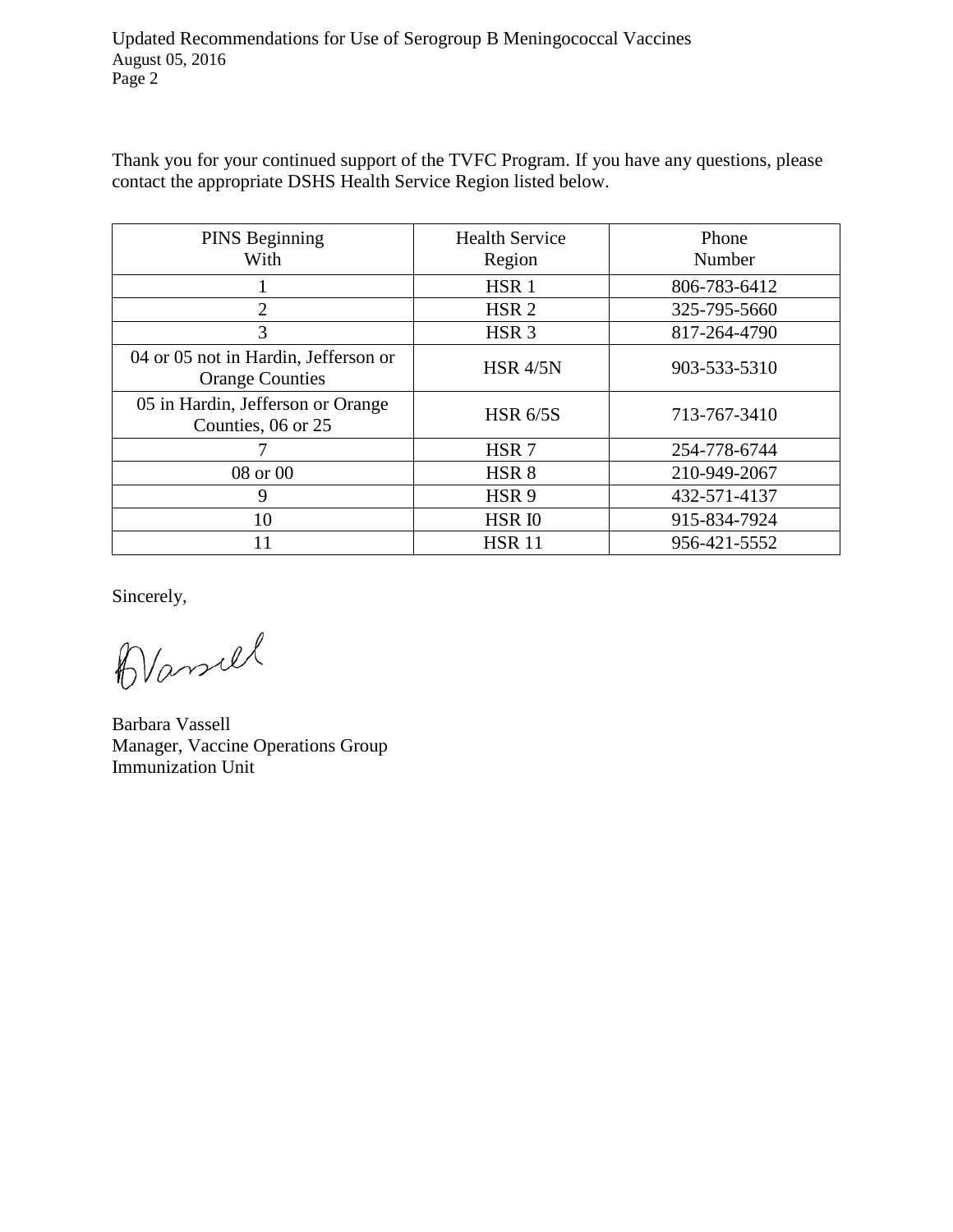Thank you for your continued support of the TVFC Program. If you have any questions, please contact the appropriate DSHS Health Service Region listed below.

| PINS Beginning With | Health Service Region | Phone Number |
|---|---|---|
| 1 | HSR 1 | 806-783-6412 |
| 2 | HSR 2 | 325-795-5660 |
| 3 | HSR 3 | 817-264-4790 |
| 04 or 05 not in Hardin, Jefferson or Orange Counties | HSR 4/5N | 903-533-5310 |
| 05 in Hardin, Jefferson or Orange Counties, 06 or 25 | HSR 6/5S | 713-767-3410 |
| 7 | HSR 7 | 254-778-6744 |
| 08 or 00 | HSR 8 | 210-949-2067 |
| 9 | HSR 9 | 432-571-4137 |
| 10 | HSR I0 | 915-834-7924 |
| 11 | HSR 11 | 956-421-5552 |

Sincerely,

Barbara Vassell
Manager, Vaccine Operations Group
Immunization Unit